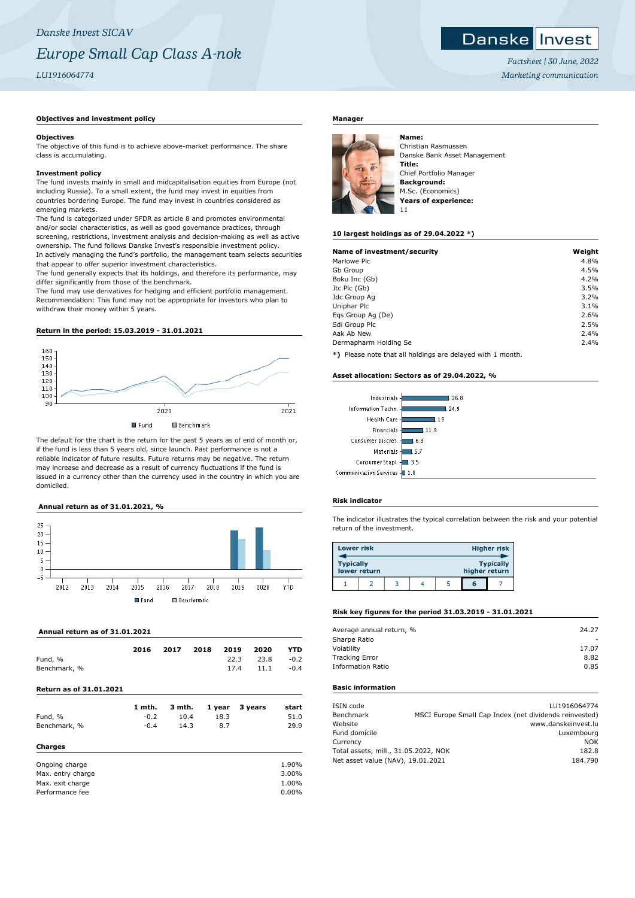*Danske Invest SICAV*

# *Europe Small Cap Class A-nok*

*LU1916064774*

*Factsheet | 30 June, 2022*

*Marketing communication*

### Objectives and investment policy

**Objectives**

The objective of this fund is to achieve above-market performance. The share class is accumulating.

**Investment policy**

The fund invests mainly in small and midcapitalisation equities from Europe (not including Russia). To a small extent, the fund may invest in equities from countries bordering Europe. The fund may invest in countries considered as emerging markets.

The fund is categorized under SFDR as article 8 and promotes environmental and/or social characteristics, as well as good governance practices, through screening, restrictions, investment analysis and decision-making as well as active ownership. The fund follows Danske Invest's responsible investment policy.

In actively managing the fund's portfolio, the management team selects securities that appear to offer superior investment characteristics.

The fund generally expects that its holdings, and therefore its performance, may differ significantly from those of the benchmark.

The fund may use derivatives for hedging and efficient portfolio management.

Recommendation: This fund may not be appropriate for investors who plan to withdraw their money within 5 years.

### Return in the period: 15.03.2019 - 31.01.2021

Fund / Benchmark

The default for the chart is the return for the past 5 years as of end of month or, if the fund is less than 5 years old, since launch. Past performance is not a reliable indicator of future results. Returns may be negative. The return may increase and decrease as a result of currency fluctuations if the fund is issued in a currency other than the currency used in the country in which you are domiciled.

### Annual return as of 31.01.2021, %

Fund / Benchmark

### Annual return as of 31.01.2021

| | 2016 | 2017 | 2018 | 2019 | 2020 | YTD |
|---|---|---|---|---|---|---|
| Fund, % | | | | 22.3 | 23.8 | -0.2 |
| Benchmark, % | | | | 17.4 | 11.1 | -0.4 |

### Return as of 31.01.2021

| | 1 mth. | 3 mth. | 1 year | 3 years | start |
|---|---|---|---|---|---|
| Fund, % | -0.2 | 10.4 | 18.3 | | 51.0 |
| Benchmark, % | -0.4 | 14.3 | 8.7 | | 29.9 |

### Charges

| | |
|---|---|
| Ongoing charge | 1.90% |
| Max. entry charge | 3.00% |
| Max. exit charge | 1.00% |
| Performance fee | 0.00% |

### Manager

**Name:**
Christian Rasmussen
Danske Bank Asset Management
**Title:**
Chief Portfolio Manager
**Background:**
M.Sc. (Economics)
**Years of experience:**
11

### 10 largest holdings as of 29.04.2022 *)

| Name of investment/security | Weight |
|---|---|
| Marlowe Plc | 4.8% |
| Gb Group | 4.5% |
| Boku Inc (Gb) | 4.2% |
| Jtc Plc (Gb) | 3.5% |
| Jdc Group Ag | 3.2% |
| Uniphar Plc | 3.1% |
| Eqs Group Ag (De) | 2.6% |
| Sdi Group Plc | 2.5% |
| Aak Ab New | 2.4% |
| Dermapharm Holding Se | 2.4% |

**\*)** Please note that all holdings are delayed with 1 month.

### Asset allocation: Sectors as of 29.04.2022, %

| Sector | % |
|---|---|
| Industrials | 26.8 |
| Information Techn. | 24.9 |
| Health Care | 19 |
| Financials | 11.9 |
| Consumer Discret. | 6.3 |
| Materials | 5.7 |
| Consumer Stapl. | 3.5 |
| Communication Services | 1.8 |

### Risk indicator

The indicator illustrates the typical correlation between the risk and your potential return of the investment.

Lower risk — Higher risk
Typically lower return — Typically higher return

| 1 | 2 | 3 | 4 | 5 | **6** | 7 |
|---|---|---|---|---|---|---|

### Risk key figures for the period 31.03.2019 - 31.01.2021

| | |
|---|---|
| Average annual return, % | 24.27 |
| Sharpe Ratio | - |
| Volatility | 17.07 |
| Tracking Error | 8.82 |
| Information Ratio | 0.85 |

### Basic information

| | |
|---|---|
| ISIN code | LU1916064774 |
| Benchmark | MSCI Europe Small Cap Index (net dividends reinvested) |
| Website | www.danskeinvest.lu |
| Fund domicile | Luxembourg |
| Currency | NOK |
| Total assets, mill., 31.05.2022, NOK | 182.8 |
| Net asset value (NAV), 19.01.2021 | 184.790 |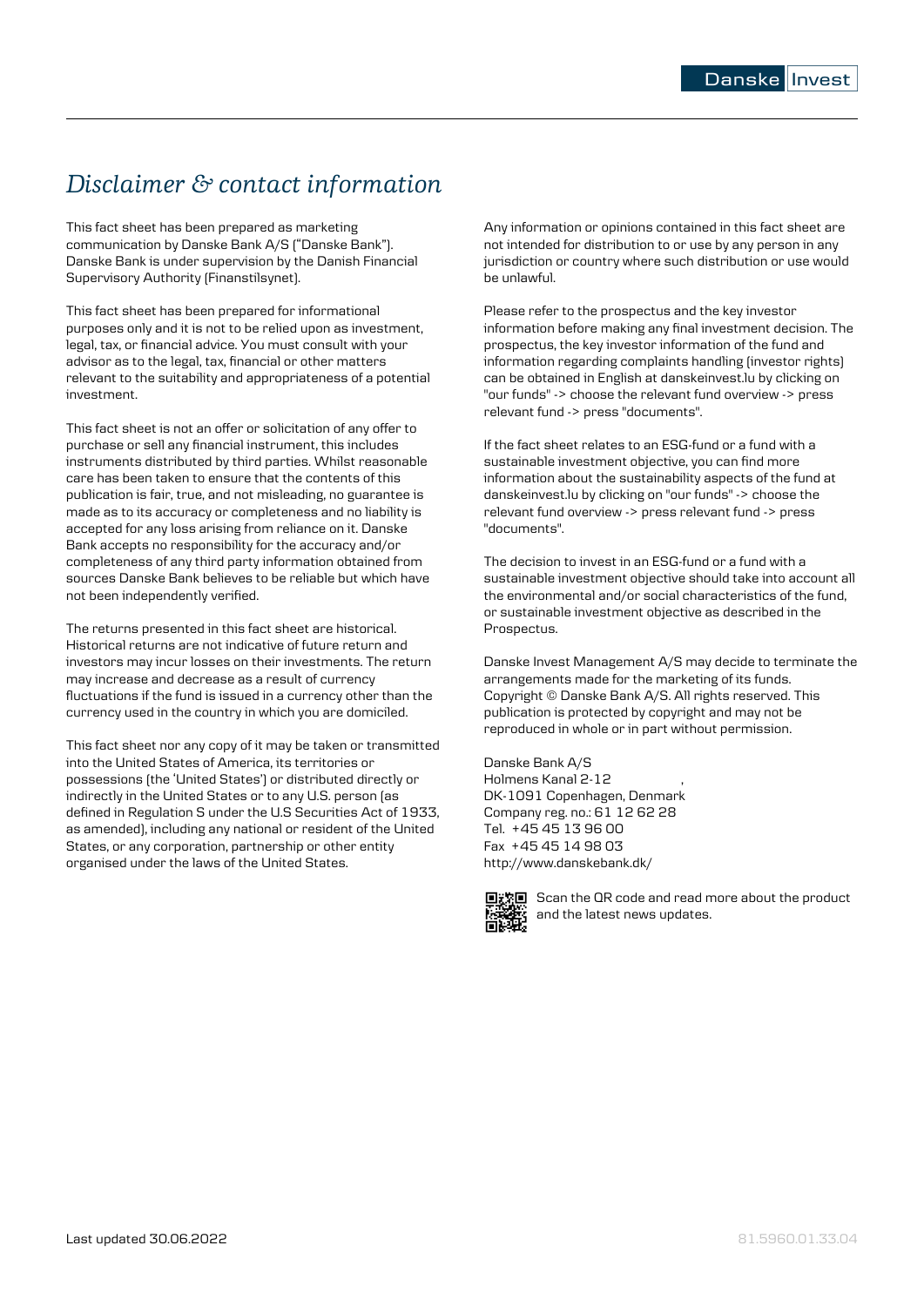# *Disclaimer & contact information*

This fact sheet has been prepared as marketing communication by Danske Bank A/S ("Danske Bank"). Danske Bank is under supervision by the Danish Financial Supervisory Authority (Finanstilsynet).

This fact sheet has been prepared for informational purposes only and it is not to be relied upon as investment, legal, tax, or financial advice. You must consult with your advisor as to the legal, tax, financial or other matters relevant to the suitability and appropriateness of a potential investment.

This fact sheet is not an offer or solicitation of any offer to purchase or sell any financial instrument, this includes instruments distributed by third parties. Whilst reasonable care has been taken to ensure that the contents of this publication is fair, true, and not misleading, no guarantee is made as to its accuracy or completeness and no liability is accepted for any loss arising from reliance on it. Danske Bank accepts no responsibility for the accuracy and/or completeness of any third party information obtained from sources Danske Bank believes to be reliable but which have not been independently verified.

The returns presented in this fact sheet are historical. Historical returns are not indicative of future return and investors may incur losses on their investments. The return may increase and decrease as a result of currency fluctuations if the fund is issued in a currency other than the currency used in the country in which you are domiciled.

This fact sheet nor any copy of it may be taken or transmitted into the United States of America, its territories or possessions (the 'United States') or distributed directly or indirectly in the United States or to any U.S. person (as defined in Regulation S under the U.S Securities Act of 1933, as amended), including any national or resident of the United States, or any corporation, partnership or other entity organised under the laws of the United States.

Any information or opinions contained in this fact sheet are not intended for distribution to or use by any person in any jurisdiction or country where such distribution or use would be unlawful.

Please refer to the prospectus and the key investor information before making any final investment decision. The prospectus, the key investor information of the fund and information regarding complaints handling (investor rights) can be obtained in English at danskeinvest.lu by clicking on "our funds" -> choose the relevant fund overview -> press relevant fund -> press "documents".

If the fact sheet relates to an ESG-fund or a fund with a sustainable investment objective, you can find more information about the sustainability aspects of the fund at danskeinvest.lu by clicking on "our funds" -> choose the relevant fund overview -> press relevant fund -> press "documents".

The decision to invest in an ESG-fund or a fund with a sustainable investment objective should take into account all the environmental and/or social characteristics of the fund, or sustainable investment objective as described in the Prospectus.

Danske Invest Management A/S may decide to terminate the arrangements made for the marketing of its funds. Copyright © Danske Bank A/S. All rights reserved. This publication is protected by copyright and may not be reproduced in whole or in part without permission.

Danske Bank A/S
Holmens Kanal 2-12
DK-1091 Copenhagen, Denmark
Company reg. no.: 61 12 62 28
Tel. +45 45 13 96 00
Fax +45 45 14 98 03
http://www.danskebank.dk/

Scan the QR code and read more about the product and the latest news updates.

Last updated 30.06.2022

81.5960.01.33.04